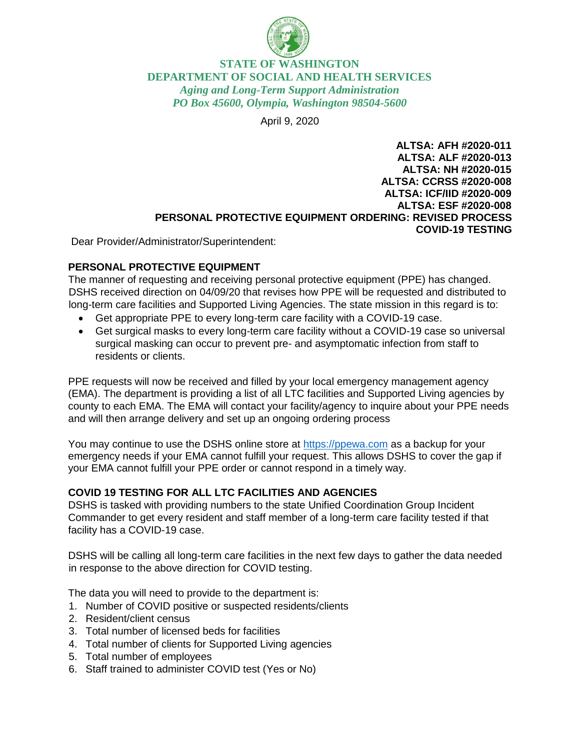**STATE OF WASHINGTON**
**DEPARTMENT OF SOCIAL AND HEALTH SERVICES**
*Aging and Long-Term Support Administration*
*PO Box 45600, Olympia, Washington 98504-5600*

April 9, 2020

**ALTSA: AFH #2020-011**
**ALTSA: ALF #2020-013**
**ALTSA: NH #2020-015**
**ALTSA: CCRSS #2020-008**
**ALTSA: ICF/IID #2020-009**
**ALTSA: ESF #2020-008**
**PERSONAL PROTECTIVE EQUIPMENT ORDERING: REVISED PROCESS**
**COVID-19 TESTING**

Dear Provider/Administrator/Superintendent:

## PERSONAL PROTECTIVE EQUIPMENT

The manner of requesting and receiving personal protective equipment (PPE) has changed. DSHS received direction on 04/09/20 that revises how PPE will be requested and distributed to long-term care facilities and Supported Living Agencies. The state mission in this regard is to:

- Get appropriate PPE to every long-term care facility with a COVID-19 case.
- Get surgical masks to every long-term care facility without a COVID-19 case so universal surgical masking can occur to prevent pre- and asymptomatic infection from staff to residents or clients.

PPE requests will now be received and filled by your local emergency management agency (EMA). The department is providing a list of all LTC facilities and Supported Living agencies by county to each EMA. The EMA will contact your facility/agency to inquire about your PPE needs and will then arrange delivery and set up an ongoing ordering process

You may continue to use the DSHS online store at [https://ppewa.com](https://ppewa.com) as a backup for your emergency needs if your EMA cannot fulfill your request. This allows DSHS to cover the gap if your EMA cannot fulfill your PPE order or cannot respond in a timely way.

## COVID 19 TESTING FOR ALL LTC FACILITIES AND AGENCIES

DSHS is tasked with providing numbers to the state Unified Coordination Group Incident Commander to get every resident and staff member of a long-term care facility tested if that facility has a COVID-19 case.

DSHS will be calling all long-term care facilities in the next few days to gather the data needed in response to the above direction for COVID testing.

The data you will need to provide to the department is:

1. Number of COVID positive or suspected residents/clients
2. Resident/client census
3. Total number of licensed beds for facilities
4. Total number of clients for Supported Living agencies
5. Total number of employees
6. Staff trained to administer COVID test (Yes or No)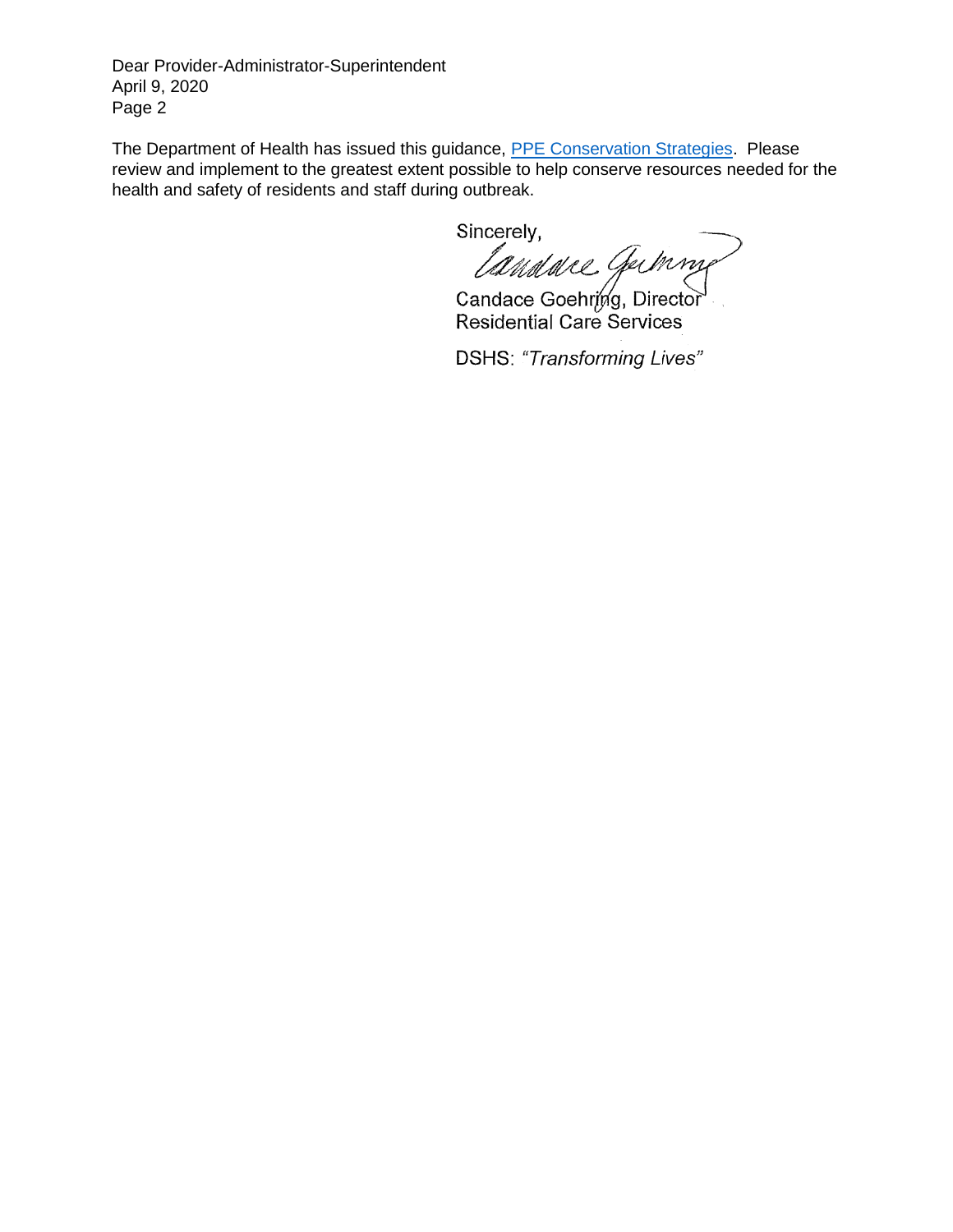The Department of Health has issued this guidance, [PPE Conservation Strategies](). Please review and implement to the greatest extent possible to help conserve resources needed for the health and safety of residents and staff during outbreak.

Sincerely,

Candace Goehring, Director
Residential Care Services

DSHS: *"Transforming Lives"*